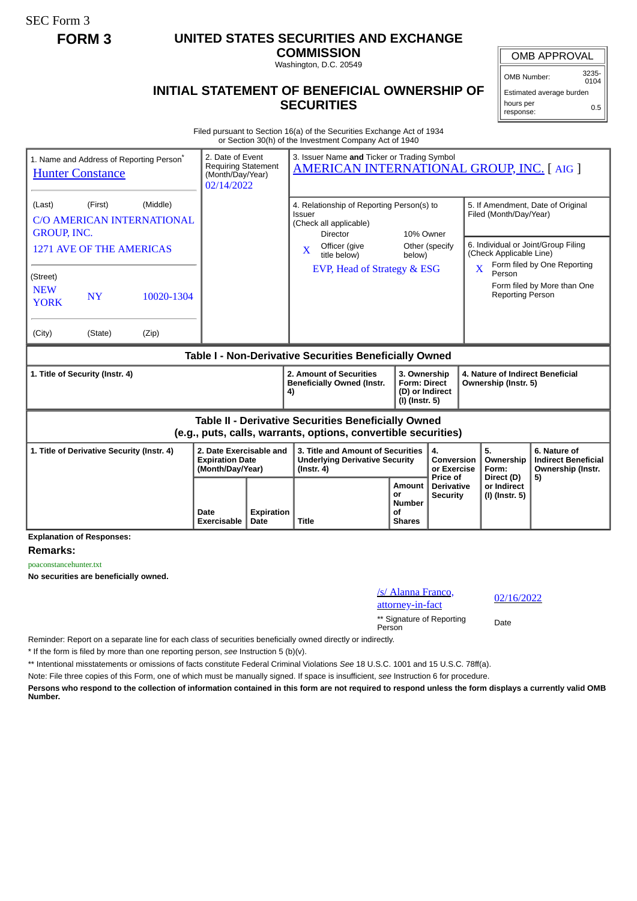SEC Form 3

**FORM 3**

# UNITED STATES SECURITIES AND EXCHANGE COMMISSION

Washington, D.C. 20549

## INITIAL STATEMENT OF BENEFICIAL OWNERSHIP OF SECURITIES

| OMB APPROVAL | |
|---|---|
| OMB Number: | 3235-0104 |
| Estimated average burden | |
| hours per response: | 0.5 |

Filed pursuant to Section 16(a) of the Securities Exchange Act of 1934
or Section 30(h) of the Investment Company Act of 1940

1. Name and Address of Reporting Person*
Hunter Constance

(Last) (First) (Middle)
C/O AMERICAN INTERNATIONAL GROUP, INC.
1271 AVE OF THE AMERICAS

(Street)
NEW YORK NY 10020-1304

(City) (State) (Zip)

2. Date of Event Requiring Statement (Month/Day/Year)
02/14/2022

3. Issuer Name **and** Ticker or Trading Symbol
AMERICAN INTERNATIONAL GROUP, INC. [ AIG ]

4. Relationship of Reporting Person(s) to Issuer
(Check all applicable)
Director | 10% Owner
X Officer (give title below) | Other (specify below)
EVP, Head of Strategy & ESG

5. If Amendment, Date of Original Filed (Month/Day/Year)

6. Individual or Joint/Group Filing (Check Applicable Line)
X Form filed by One Reporting Person
Form filed by More than One Reporting Person

### Table I - Non-Derivative Securities Beneficially Owned

| 1. Title of Security (Instr. 4) | 2. Amount of Securities Beneficially Owned (Instr. 4) | 3. Ownership Form: Direct (D) or Indirect (I) (Instr. 5) | 4. Nature of Indirect Beneficial Ownership (Instr. 5) |
|---|---|---|---|

### Table II - Derivative Securities Beneficially Owned (e.g., puts, calls, warrants, options, convertible securities)

| 1. Title of Derivative Security (Instr. 4) | 2. Date Exercisable and Expiration Date (Month/Day/Year) | | 3. Title and Amount of Securities Underlying Derivative Security (Instr. 4) | | 4. Conversion or Exercise Price of Derivative Security | 5. Ownership Form: Direct (D) or Indirect (I) (Instr. 5) | 6. Nature of Indirect Beneficial Ownership (Instr. 5) |
|---|---|---|---|---|---|---|---|
| | Date Exercisable | Expiration Date | Title | Amount or Number of Shares | | | |

**Explanation of Responses:**

**Remarks:**

poaconstancehunter.txt

**No securities are beneficially owned.**

/s/ Alanna Franco, attorney-in-fact — 02/16/2022

** Signature of Reporting Person — Date

Reminder: Report on a separate line for each class of securities beneficially owned directly or indirectly.

* If the form is filed by more than one reporting person, *see* Instruction 5 (b)(v).

** Intentional misstatements or omissions of facts constitute Federal Criminal Violations *See* 18 U.S.C. 1001 and 15 U.S.C. 78ff(a).

Note: File three copies of this Form, one of which must be manually signed. If space is insufficient, *see* Instruction 6 for procedure.

**Persons who respond to the collection of information contained in this form are not required to respond unless the form displays a currently valid OMB Number.**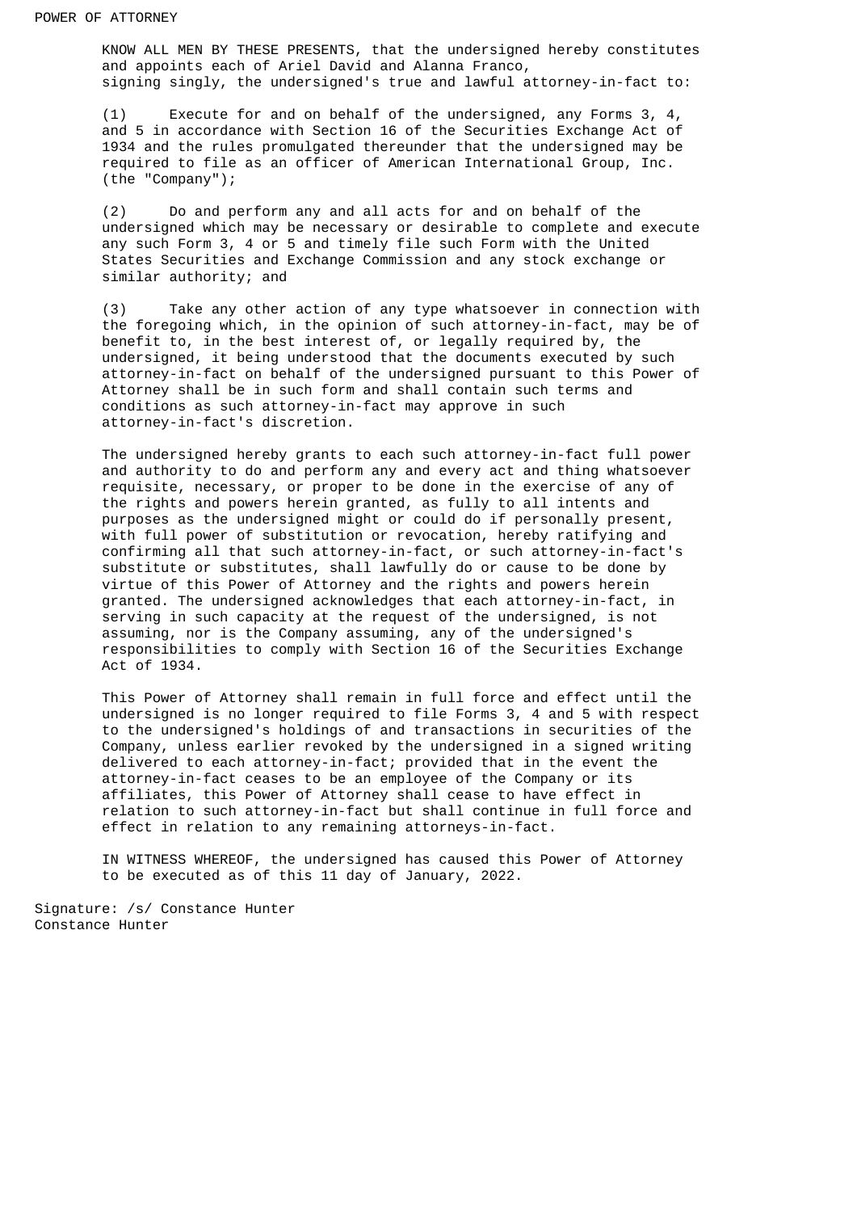POWER OF ATTORNEY

KNOW ALL MEN BY THESE PRESENTS, that the undersigned hereby constitutes and appoints each of Ariel David and Alanna Franco, signing singly, the undersigned's true and lawful attorney-in-fact to:

(1) Execute for and on behalf of the undersigned, any Forms 3, 4, and 5 in accordance with Section 16 of the Securities Exchange Act of 1934 and the rules promulgated thereunder that the undersigned may be required to file as an officer of American International Group, Inc. (the "Company");

(2) Do and perform any and all acts for and on behalf of the undersigned which may be necessary or desirable to complete and execute any such Form 3, 4 or 5 and timely file such Form with the United States Securities and Exchange Commission and any stock exchange or similar authority; and

(3) Take any other action of any type whatsoever in connection with the foregoing which, in the opinion of such attorney-in-fact, may be of benefit to, in the best interest of, or legally required by, the undersigned, it being understood that the documents executed by such attorney-in-fact on behalf of the undersigned pursuant to this Power of Attorney shall be in such form and shall contain such terms and conditions as such attorney-in-fact may approve in such attorney-in-fact's discretion.

The undersigned hereby grants to each such attorney-in-fact full power and authority to do and perform any and every act and thing whatsoever requisite, necessary, or proper to be done in the exercise of any of the rights and powers herein granted, as fully to all intents and purposes as the undersigned might or could do if personally present, with full power of substitution or revocation, hereby ratifying and confirming all that such attorney-in-fact, or such attorney-in-fact's substitute or substitutes, shall lawfully do or cause to be done by virtue of this Power of Attorney and the rights and powers herein granted. The undersigned acknowledges that each attorney-in-fact, in serving in such capacity at the request of the undersigned, is not assuming, nor is the Company assuming, any of the undersigned's responsibilities to comply with Section 16 of the Securities Exchange Act of 1934.

This Power of Attorney shall remain in full force and effect until the undersigned is no longer required to file Forms 3, 4 and 5 with respect to the undersigned's holdings of and transactions in securities of the Company, unless earlier revoked by the undersigned in a signed writing delivered to each attorney-in-fact; provided that in the event the attorney-in-fact ceases to be an employee of the Company or its affiliates, this Power of Attorney shall cease to have effect in relation to such attorney-in-fact but shall continue in full force and effect in relation to any remaining attorneys-in-fact.

IN WITNESS WHEREOF, the undersigned has caused this Power of Attorney to be executed as of this 11 day of January, 2022.

Signature: /s/ Constance Hunter
Constance Hunter